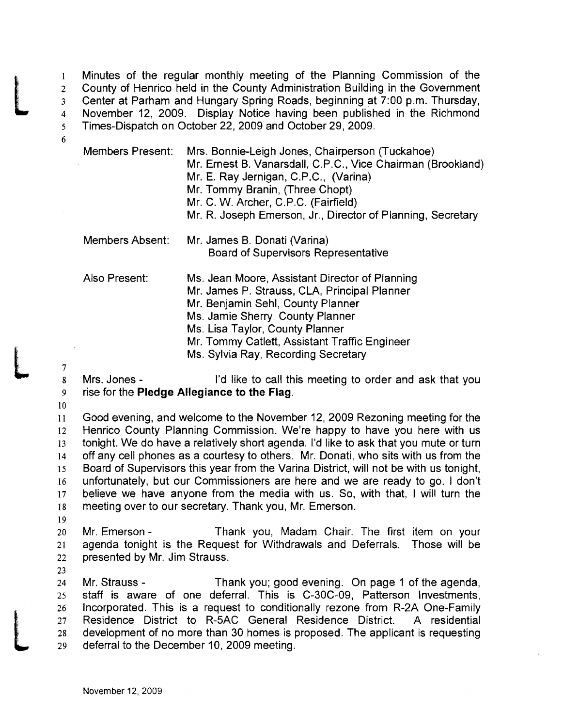Minutes of the regular monthly meeting of the Planning Commission of the County of Henrico held in the County Administration Building in the Government Center at Parham and Hungary Spring Roads, beginning at 7:00 p.m. Thursday, November 12, 2009. Display Notice having been published in the Richmond Times-Dispatch on October 22, 2009 and October 29, 2009.

| | |
|---|---|
| Members Present: | Mrs. Bonnie-Leigh Jones, Chairperson (Tuckahoe)<br>Mr. Ernest B. Vanarsdall, C.P.C., Vice Chairman (Brookland)<br>Mr. E. Ray Jernigan, C.P.C., (Varina)<br>Mr. Tommy Branin, (Three Chopt)<br>Mr. C. W. Archer, C.P.C. (Fairfield)<br>Mr. R. Joseph Emerson, Jr., Director of Planning, Secretary |
| Members Absent: | Mr. James B. Donati (Varina)<br>Board of Supervisors Representative |
| Also Present: | Ms. Jean Moore, Assistant Director of Planning<br>Mr. James P. Strauss, CLA, Principal Planner<br>Mr. Benjamin Sehl, County Planner<br>Ms. Jamie Sherry, County Planner<br>Ms. Lisa Taylor, County Planner<br>Mr. Tommy Catlett, Assistant Traffic Engineer<br>Ms. Sylvia Ray, Recording Secretary |

Mrs. Jones - I'd like to call this meeting to order and ask that you rise for the **Pledge Allegiance to the Flag**.

Good evening, and welcome to the November 12, 2009 Rezoning meeting for the Henrico County Planning Commission. We're happy to have you here with us tonight. We do have a relatively short agenda. I'd like to ask that you mute or turn off any cell phones as a courtesy to others. Mr. Donati, who sits with us from the Board of Supervisors this year from the Varina District, will not be with us tonight, unfortunately, but our Commissioners are here and we are ready to go. I don't believe we have anyone from the media with us. So, with that, I will turn the meeting over to our secretary. Thank you, Mr. Emerson.

Mr. Emerson - Thank you, Madam Chair. The first item on your agenda tonight is the Request for Withdrawals and Deferrals. Those will be presented by Mr. Jim Strauss.

Mr. Strauss - Thank you; good evening. On page 1 of the agenda, staff is aware of one deferral. This is C-30C-09, Patterson Investments, Incorporated. This is a request to conditionally rezone from R-2A One-Family Residence District to R-5AC General Residence District. A residential development of no more than 30 homes is proposed. The applicant is requesting deferral to the December 10, 2009 meeting.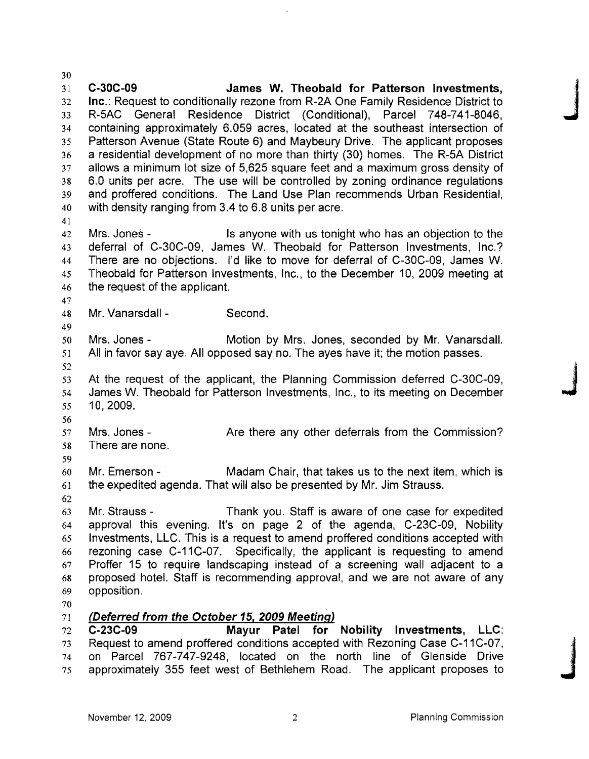**C-30C-09 James W. Theobald for Patterson Investments, Inc.**: Request to conditionally rezone from R-2A One Family Residence District to R-5AC General Residence District (Conditional), Parcel 748-741-8046, containing approximately 6.059 acres, located at the southeast intersection of Patterson Avenue (State Route 6) and Maybeury Drive. The applicant proposes a residential development of no more than thirty (30) homes. The R-5A District allows a minimum lot size of 5,625 square feet and a maximum gross density of 6.0 units per acre. The use will be controlled by zoning ordinance regulations and proffered conditions. The Land Use Plan recommends Urban Residential, with density ranging from 3.4 to 6.8 units per acre.

Mrs. Jones - Is anyone with us tonight who has an objection to the deferral of C-30C-09, James W. Theobald for Patterson Investments, Inc.? There are no objections. I'd like to move for deferral of C-30C-09, James W. Theobald for Patterson Investments, Inc., to the December 10, 2009 meeting at the request of the applicant.

Mr. Vanarsdall - Second.

Mrs. Jones - Motion by Mrs. Jones, seconded by Mr. Vanarsdall. All in favor say aye. All opposed say no. The ayes have it; the motion passes.

At the request of the applicant, the Planning Commission deferred C-30C-09, James W. Theobald for Patterson Investments, Inc., to its meeting on December 10, 2009.

Mrs. Jones - Are there any other deferrals from the Commission? There are none.

Mr. Emerson - Madam Chair, that takes us to the next item, which is the expedited agenda. That will also be presented by Mr. Jim Strauss.

Mr. Strauss - Thank you. Staff is aware of one case for expedited approval this evening. It's on page 2 of the agenda, C-23C-09, Nobility Investments, LLC. This is a request to amend proffered conditions accepted with rezoning case C-11C-07. Specifically, the applicant is requesting to amend Proffer 15 to require landscaping instead of a screening wall adjacent to a proposed hotel. Staff is recommending approval, and we are not aware of any opposition.

***(Deferred from the October 15, 2009 Meeting)***

**C-23C-09 Mayur Patel for Nobility Investments, LLC**: Request to amend proffered conditions accepted with Rezoning Case C-11C-07, on Parcel 767-747-9248, located on the north line of Glenside Drive approximately 355 feet west of Bethlehem Road. The applicant proposes to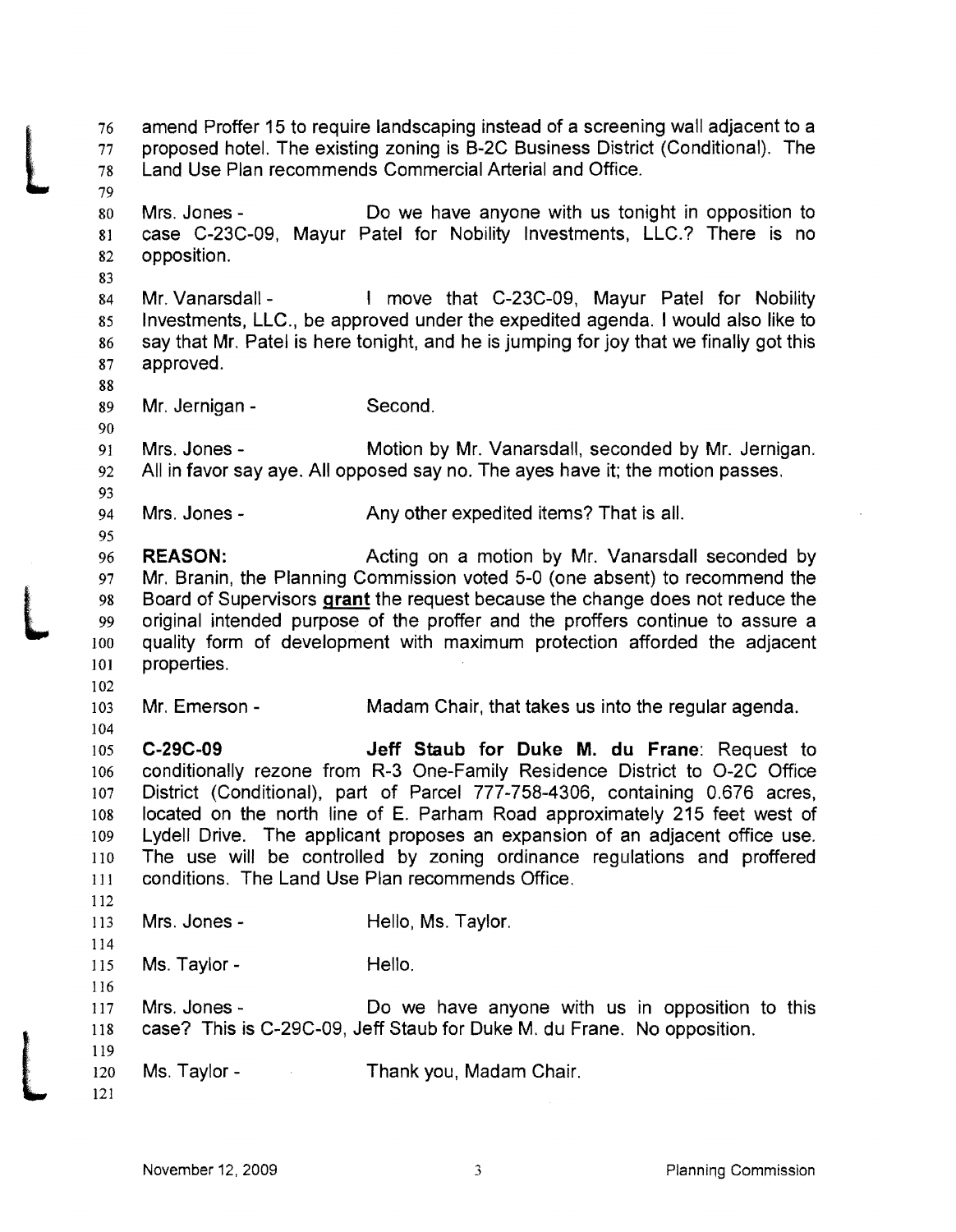amend Proffer 15 to require landscaping instead of a screening wall adjacent to a proposed hotel. The existing zoning is B-2C Business District (Conditional). The Land Use Plan recommends Commercial Arterial and Office.

Mrs. Jones - Do we have anyone with us tonight in opposition to case C-23C-09, Mayur Patel for Nobility Investments, LLC.? There is no opposition.

Mr. Vanarsdall - I move that C-23C-09, Mayur Patel for Nobility Investments, LLC., be approved under the expedited agenda. I would also like to say that Mr. Patel is here tonight, and he is jumping for joy that we finally got this approved.

Mr. Jernigan - Second.

Mrs. Jones - Motion by Mr. Vanarsdall, seconded by Mr. Jernigan. All in favor say aye. All opposed say no. The ayes have it; the motion passes.

Mrs. Jones - Any other expedited items? That is all.

**REASON:** Acting on a motion by Mr. Vanarsdall seconded by Mr. Branin, the Planning Commission voted 5-0 (one absent) to recommend the Board of Supervisors **grant** the request because the change does not reduce the original intended purpose of the proffer and the proffers continue to assure a quality form of development with maximum protection afforded the adjacent properties.

Mr. Emerson - Madam Chair, that takes us into the regular agenda.

**C-29C-09** **Jeff Staub for Duke M. du Frane**: Request to conditionally rezone from R-3 One-Family Residence District to O-2C Office District (Conditional), part of Parcel 777-758-4306, containing 0.676 acres, located on the north line of E. Parham Road approximately 215 feet west of Lydell Drive. The applicant proposes an expansion of an adjacent office use. The use will be controlled by zoning ordinance regulations and proffered conditions. The Land Use Plan recommends Office.

Mrs. Jones - Hello, Ms. Taylor.

Ms. Taylor - Hello.

Mrs. Jones - Do we have anyone with us in opposition to this case? This is C-29C-09, Jeff Staub for Duke M. du Frane. No opposition.

Ms. Taylor - Thank you, Madam Chair.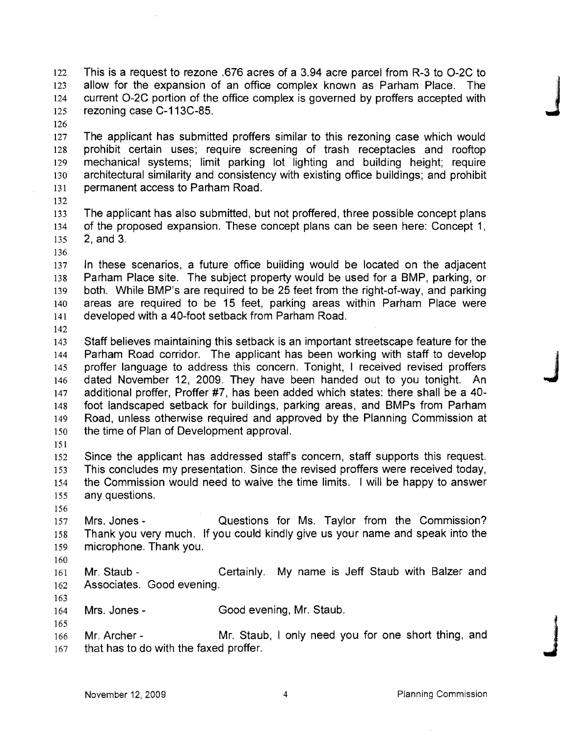This is a request to rezone .676 acres of a 3.94 acre parcel from R-3 to O-2C to allow for the expansion of an office complex known as Parham Place. The current O-2C portion of the office complex is governed by proffers accepted with rezoning case C-113C-85.

The applicant has submitted proffers similar to this rezoning case which would prohibit certain uses; require screening of trash receptacles and rooftop mechanical systems; limit parking lot lighting and building height; require architectural similarity and consistency with existing office buildings; and prohibit permanent access to Parham Road.

The applicant has also submitted, but not proffered, three possible concept plans of the proposed expansion. These concept plans can be seen here: Concept 1, 2, and 3.

In these scenarios, a future office building would be located on the adjacent Parham Place site. The subject property would be used for a BMP, parking, or both. While BMP's are required to be 25 feet from the right-of-way, and parking areas are required to be 15 feet, parking areas within Parham Place were developed with a 40-foot setback from Parham Road.

Staff believes maintaining this setback is an important streetscape feature for the Parham Road corridor. The applicant has been working with staff to develop proffer language to address this concern. Tonight, I received revised proffers dated November 12, 2009. They have been handed out to you tonight. An additional proffer, Proffer #7, has been added which states: there shall be a 40-foot landscaped setback for buildings, parking areas, and BMPs from Parham Road, unless otherwise required and approved by the Planning Commission at the time of Plan of Development approval.

Since the applicant has addressed staff's concern, staff supports this request. This concludes my presentation. Since the revised proffers were received today, the Commission would need to waive the time limits. I will be happy to answer any questions.

Mrs. Jones - Questions for Ms. Taylor from the Commission? Thank you very much. If you could kindly give us your name and speak into the microphone. Thank you.

Mr. Staub - Certainly. My name is Jeff Staub with Balzer and Associates. Good evening.

Mrs. Jones - Good evening, Mr. Staub.

Mr. Archer - Mr. Staub, I only need you for one short thing, and that has to do with the faxed proffer.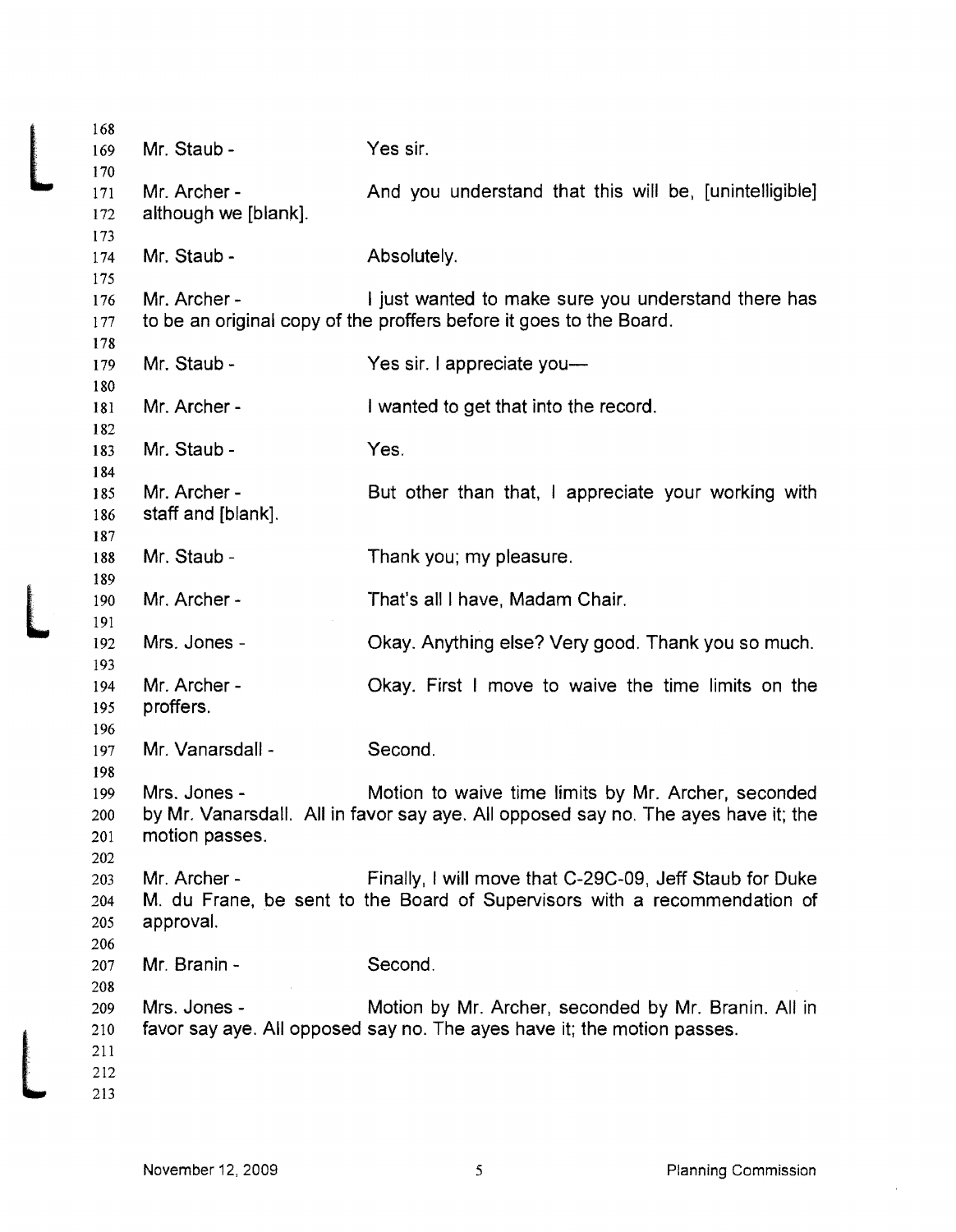Mr. Staub - Yes sir.

Mr. Archer - And you understand that this will be, [unintelligible] although we [blank].

Mr. Staub - Absolutely.

Mr. Archer - I just wanted to make sure you understand there has to be an original copy of the proffers before it goes to the Board.

Mr. Staub - Yes sir. I appreciate you—

Mr. Archer - I wanted to get that into the record.

Mr. Staub - Yes.

Mr. Archer - But other than that, I appreciate your working with staff and [blank].

Mr. Staub - Thank you; my pleasure.

Mr. Archer - That's all I have, Madam Chair.

Mrs. Jones - Okay. Anything else? Very good. Thank you so much.

Mr. Archer - Okay. First I move to waive the time limits on the proffers.

Mr. Vanarsdall - Second.

Mrs. Jones - Motion to waive time limits by Mr. Archer, seconded by Mr. Vanarsdall. All in favor say aye. All opposed say no. The ayes have it; the motion passes.

Mr. Archer - Finally, I will move that C-29C-09, Jeff Staub for Duke M. du Frane, be sent to the Board of Supervisors with a recommendation of approval.

Mr. Branin - Second.

Mrs. Jones - Motion by Mr. Archer, seconded by Mr. Branin. All in favor say aye. All opposed say no. The ayes have it; the motion passes.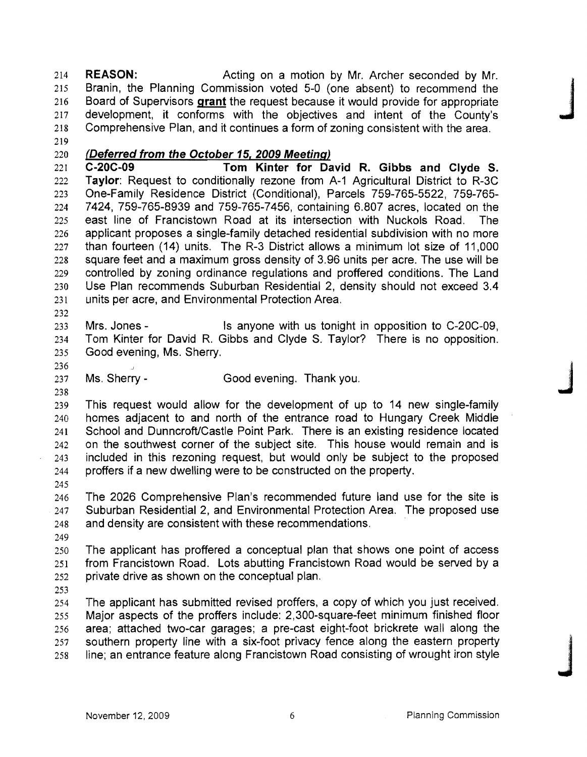**REASON:** Acting on a motion by Mr. Archer seconded by Mr. Branin, the Planning Commission voted 5-0 (one absent) to recommend the Board of Supervisors **grant** the request because it would provide for appropriate development, it conforms with the objectives and intent of the County's Comprehensive Plan, and it continues a form of zoning consistent with the area.

***(Deferred from the October 15, 2009 Meeting)***

**C-20C-09 Tom Kinter for David R. Gibbs and Clyde S. Taylor**: Request to conditionally rezone from A-1 Agricultural District to R-3C One-Family Residence District (Conditional), Parcels 759-765-5522, 759-765-7424, 759-765-8939 and 759-765-7456, containing 6.807 acres, located on the east line of Francistown Road at its intersection with Nuckols Road. The applicant proposes a single-family detached residential subdivision with no more than fourteen (14) units. The R-3 District allows a minimum lot size of 11,000 square feet and a maximum gross density of 3.96 units per acre. The use will be controlled by zoning ordinance regulations and proffered conditions. The Land Use Plan recommends Suburban Residential 2, density should not exceed 3.4 units per acre, and Environmental Protection Area.

Mrs. Jones - Is anyone with us tonight in opposition to C-20C-09, Tom Kinter for David R. Gibbs and Clyde S. Taylor? There is no opposition. Good evening, Ms. Sherry.

Ms. Sherry - Good evening. Thank you.

This request would allow for the development of up to 14 new single-family homes adjacent to and north of the entrance road to Hungary Creek Middle School and Dunncroft/Castle Point Park. There is an existing residence located on the southwest corner of the subject site. This house would remain and is included in this rezoning request, but would only be subject to the proposed proffers if a new dwelling were to be constructed on the property.

The 2026 Comprehensive Plan's recommended future land use for the site is Suburban Residential 2, and Environmental Protection Area. The proposed use and density are consistent with these recommendations.

The applicant has proffered a conceptual plan that shows one point of access from Francistown Road. Lots abutting Francistown Road would be served by a private drive as shown on the conceptual plan.

The applicant has submitted revised proffers, a copy of which you just received. Major aspects of the proffers include: 2,300-square-feet minimum finished floor area; attached two-car garages; a pre-cast eight-foot brickrete wall along the southern property line with a six-foot privacy fence along the eastern property line; an entrance feature along Francistown Road consisting of wrought iron style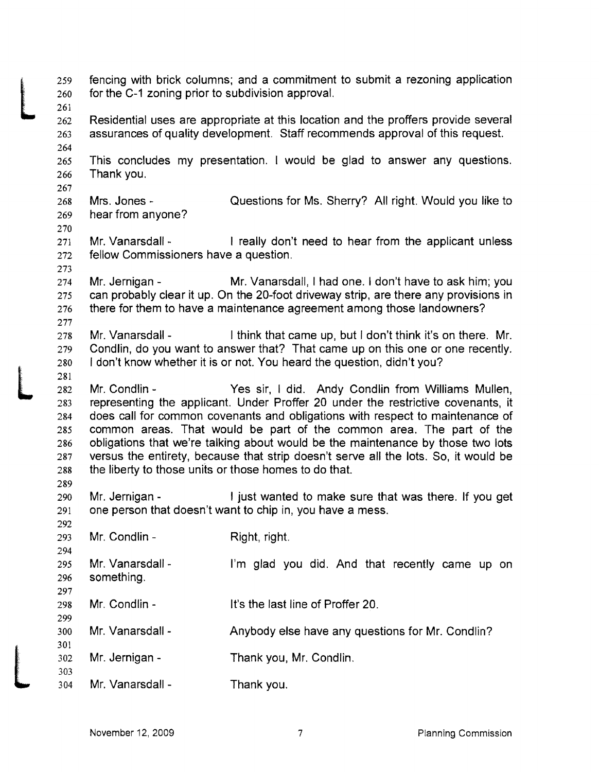fencing with brick columns; and a commitment to submit a rezoning application for the C-1 zoning prior to subdivision approval.

Residential uses are appropriate at this location and the proffers provide several assurances of quality development. Staff recommends approval of this request.

This concludes my presentation. I would be glad to answer any questions. Thank you.

Mrs. Jones - Questions for Ms. Sherry? All right. Would you like to hear from anyone?

Mr. Vanarsdall - I really don't need to hear from the applicant unless fellow Commissioners have a question.

Mr. Jernigan - Mr. Vanarsdall, I had one. I don't have to ask him; you can probably clear it up. On the 20-foot driveway strip, are there any provisions in there for them to have a maintenance agreement among those landowners?

Mr. Vanarsdall - I think that came up, but I don't think it's on there. Mr. Condlin, do you want to answer that? That came up on this one or one recently. I don't know whether it is or not. You heard the question, didn't you?

Mr. Condlin - Yes sir, I did. Andy Condlin from Williams Mullen, representing the applicant. Under Proffer 20 under the restrictive covenants, it does call for common covenants and obligations with respect to maintenance of common areas. That would be part of the common area. The part of the obligations that we're talking about would be the maintenance by those two lots versus the entirety, because that strip doesn't serve all the lots. So, it would be the liberty to those units or those homes to do that.

Mr. Jernigan - I just wanted to make sure that was there. If you get one person that doesn't want to chip in, you have a mess.

Mr. Condlin - Right, right.

Mr. Vanarsdall - I'm glad you did. And that recently came up on something.

Mr. Condlin - It's the last line of Proffer 20.

Mr. Vanarsdall - Anybody else have any questions for Mr. Condlin?

Mr. Jernigan - Thank you, Mr. Condlin.

Mr. Vanarsdall - Thank you.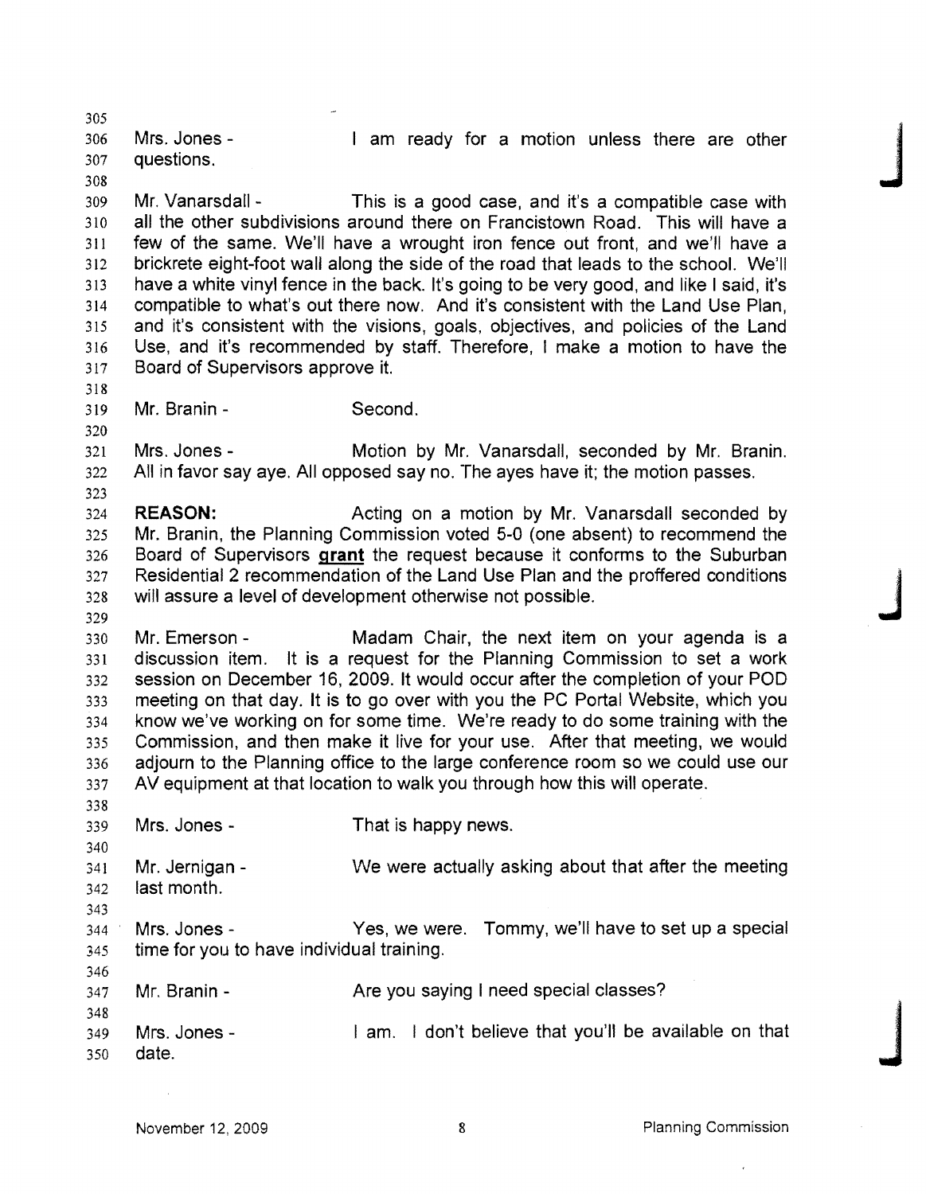Mrs. Jones - I am ready for a motion unless there are other questions.

Mr. Vanarsdall - This is a good case, and it's a compatible case with all the other subdivisions around there on Francistown Road. This will have a few of the same. We'll have a wrought iron fence out front, and we'll have a brickrete eight-foot wall along the side of the road that leads to the school. We'll have a white vinyl fence in the back. It's going to be very good, and like I said, it's compatible to what's out there now. And it's consistent with the Land Use Plan, and it's consistent with the visions, goals, objectives, and policies of the Land Use, and it's recommended by staff. Therefore, I make a motion to have the Board of Supervisors approve it.

Mr. Branin - Second.

Mrs. Jones - Motion by Mr. Vanarsdall, seconded by Mr. Branin. All in favor say aye. All opposed say no. The ayes have it; the motion passes.

**REASON:** Acting on a motion by Mr. Vanarsdall seconded by Mr. Branin, the Planning Commission voted 5-0 (one absent) to recommend the Board of Supervisors **grant** the request because it conforms to the Suburban Residential 2 recommendation of the Land Use Plan and the proffered conditions will assure a level of development otherwise not possible.

Mr. Emerson - Madam Chair, the next item on your agenda is a discussion item. It is a request for the Planning Commission to set a work session on December 16, 2009. It would occur after the completion of your POD meeting on that day. It is to go over with you the PC Portal Website, which you know we've working on for some time. We're ready to do some training with the Commission, and then make it live for your use. After that meeting, we would adjourn to the Planning office to the large conference room so we could use our AV equipment at that location to walk you through how this will operate.

Mrs. Jones - That is happy news.

Mr. Jernigan - We were actually asking about that after the meeting last month.

Mrs. Jones - Yes, we were. Tommy, we'll have to set up a special time for you to have individual training.

Mr. Branin - Are you saying I need special classes?

Mrs. Jones - I am. I don't believe that you'll be available on that date.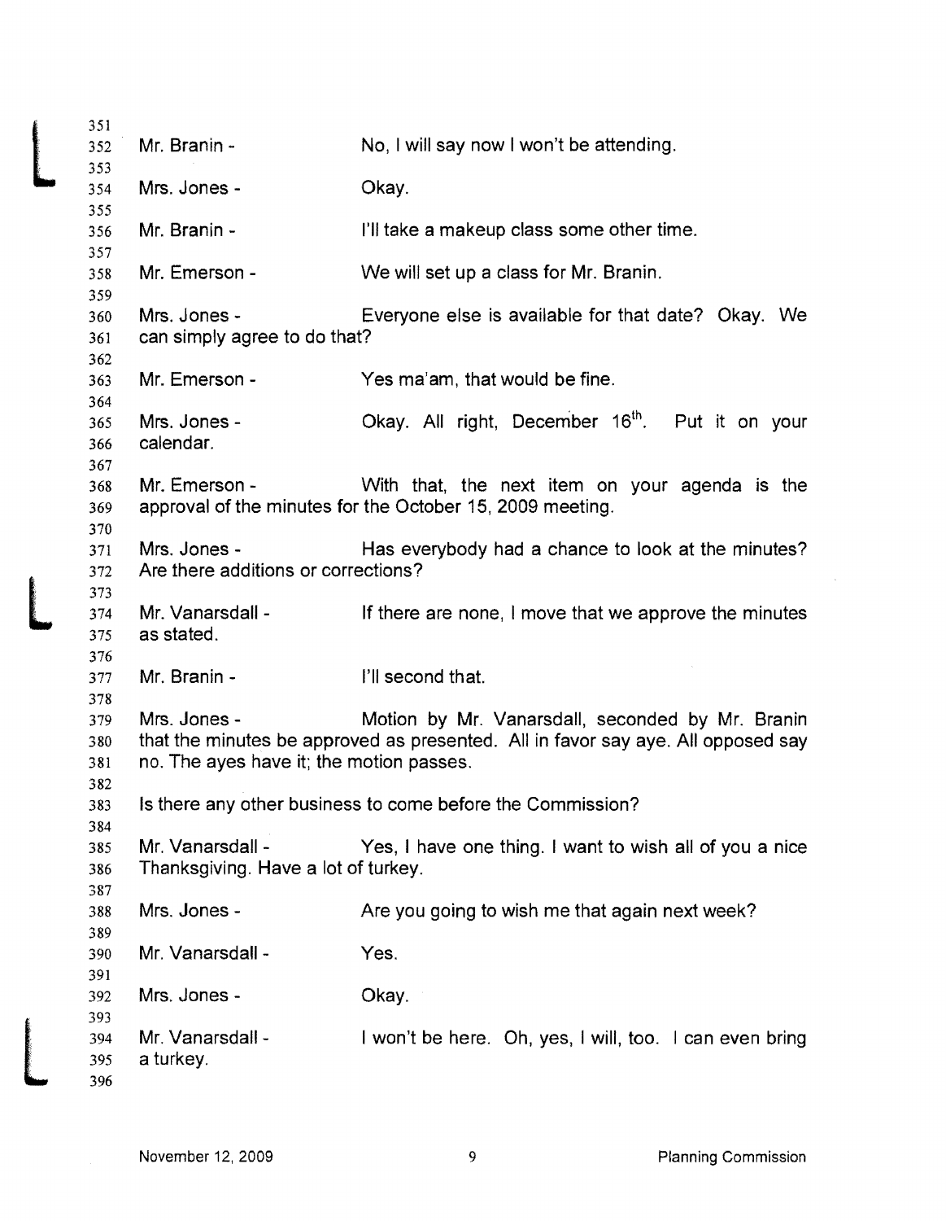Mr. Branin - No, I will say now I won't be attending.

Mrs. Jones - Okay.

Mr. Branin - I'll take a makeup class some other time.

Mr. Emerson - We will set up a class for Mr. Branin.

Mrs. Jones - Everyone else is available for that date? Okay. We can simply agree to do that?

Mr. Emerson - Yes ma'am, that would be fine.

Mrs. Jones - Okay. All right, December 16th. Put it on your calendar.

Mr. Emerson - With that, the next item on your agenda is the approval of the minutes for the October 15, 2009 meeting.

Mrs. Jones - Has everybody had a chance to look at the minutes? Are there additions or corrections?

Mr. Vanarsdall - If there are none, I move that we approve the minutes as stated.

Mr. Branin - I'll second that.

Mrs. Jones - Motion by Mr. Vanarsdall, seconded by Mr. Branin that the minutes be approved as presented. All in favor say aye. All opposed say no. The ayes have it; the motion passes.

Is there any other business to come before the Commission?

Mr. Vanarsdall - Yes, I have one thing. I want to wish all of you a nice Thanksgiving. Have a lot of turkey.

Mrs. Jones - Are you going to wish me that again next week?

Mr. Vanarsdall - Yes.

Mrs. Jones - Okay.

Mr. Vanarsdall - I won't be here. Oh, yes, I will, too. I can even bring a turkey.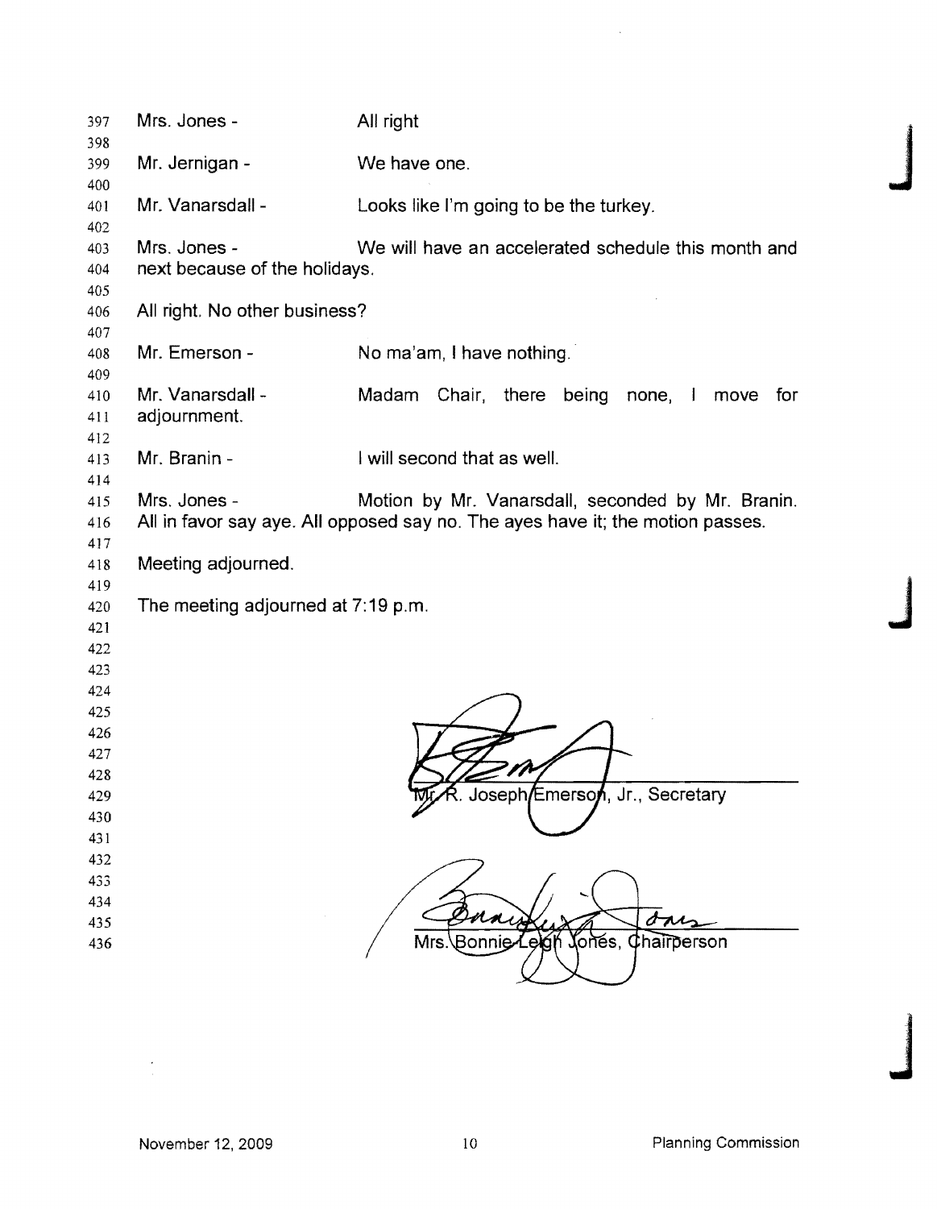Mrs. Jones - All right

Mr. Jernigan - We have one.

Mr. Vanarsdall - Looks like I'm going to be the turkey.

Mrs. Jones - We will have an accelerated schedule this month and next because of the holidays.

All right. No other business?

Mr. Emerson - No ma'am, I have nothing.

Mr. Vanarsdall - Madam Chair, there being none, I move for adjournment.

Mr. Branin - I will second that as well.

Mrs. Jones - Motion by Mr. Vanarsdall, seconded by Mr. Branin. All in favor say aye. All opposed say no. The ayes have it; the motion passes.

Meeting adjourned.

The meeting adjourned at 7:19 p.m.

Mr. R. Joseph Emerson, Jr., Secretary

Mrs. Bonnie-Leigh Jones, Chairperson

November 12, 2009 — Planning Commission